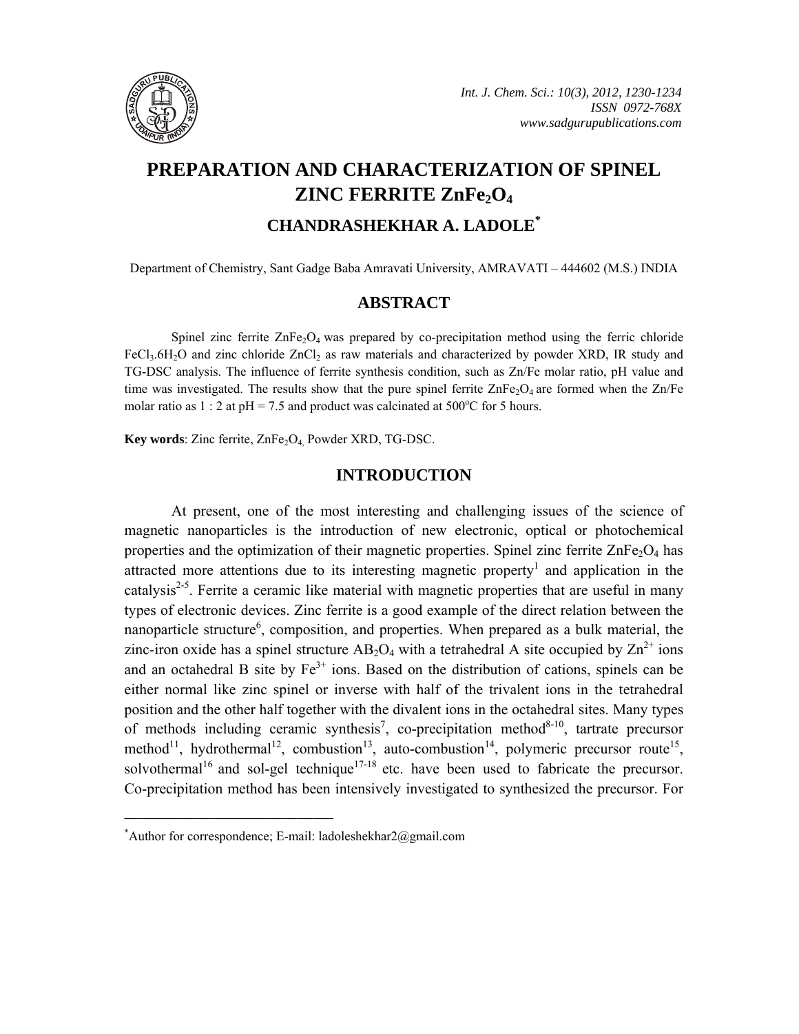# PREPARATION AND CHARACTERIZATION OF SPINEL ZINC FERRITE $ZnFe_2O_4$

## CHANDRASHEKHAR A. LADOLE*

Department of Chemistry, Sant Gadge Baba Amravati University, AMRAVATI – 444602 (M.S.) INDIA

## ABSTRACT

Spinel zinc ferrite $ZnFe_2O_4$ was prepared by co-precipitation method using the ferric chloride $FeCl_3.6H_2O$ and zinc chloride $ZnCl_2$ as raw materials and characterized by powder XRD, IR study and TG-DSC analysis. The influence of ferrite synthesis condition, such as Zn/Fe molar ratio, pH value and time was investigated. The results show that the pure spinel ferrite $ZnFe_2O_4$ are formed when the Zn/Fe molar ratio as 1 : 2 at pH = 7.5 and product was calcinated at 500°C for 5 hours.

**Key words**: Zinc ferrite, $ZnFe_2O_4$, Powder XRD, TG-DSC.

## INTRODUCTION

At present, one of the most interesting and challenging issues of the science of magnetic nanoparticles is the introduction of new electronic, optical or photochemical properties and the optimization of their magnetic properties. Spinel zinc ferrite $ZnFe_2O_4$ has attracted more attentions due to its interesting magnetic property[1] and application in the catalysis[2-5]. Ferrite a ceramic like material with magnetic properties that are useful in many types of electronic devices. Zinc ferrite is a good example of the direct relation between the nanoparticle structure[6], composition, and properties. When prepared as a bulk material, the zinc-iron oxide has a spinel structure $AB_2O_4$ with a tetrahedral A site occupied by $Zn^{2+}$ ions and an octahedral B site by $Fe^{3+}$ ions. Based on the distribution of cations, spinels can be either normal like zinc spinel or inverse with half of the trivalent ions in the tetrahedral position and the other half together with the divalent ions in the octahedral sites. Many types of methods including ceramic synthesis[7], co-precipitation method[8-10], tartrate precursor method[11], hydrothermal[12], combustion[13], auto-combustion[14], polymeric precursor route[15], solvothermal[16] and sol-gel technique[17-18] etc. have been used to fabricate the precursor. Co-precipitation method has been intensively investigated to synthesized the precursor. For

---

*Author for correspondence; E-mail: ladoleshekhar2@gmail.com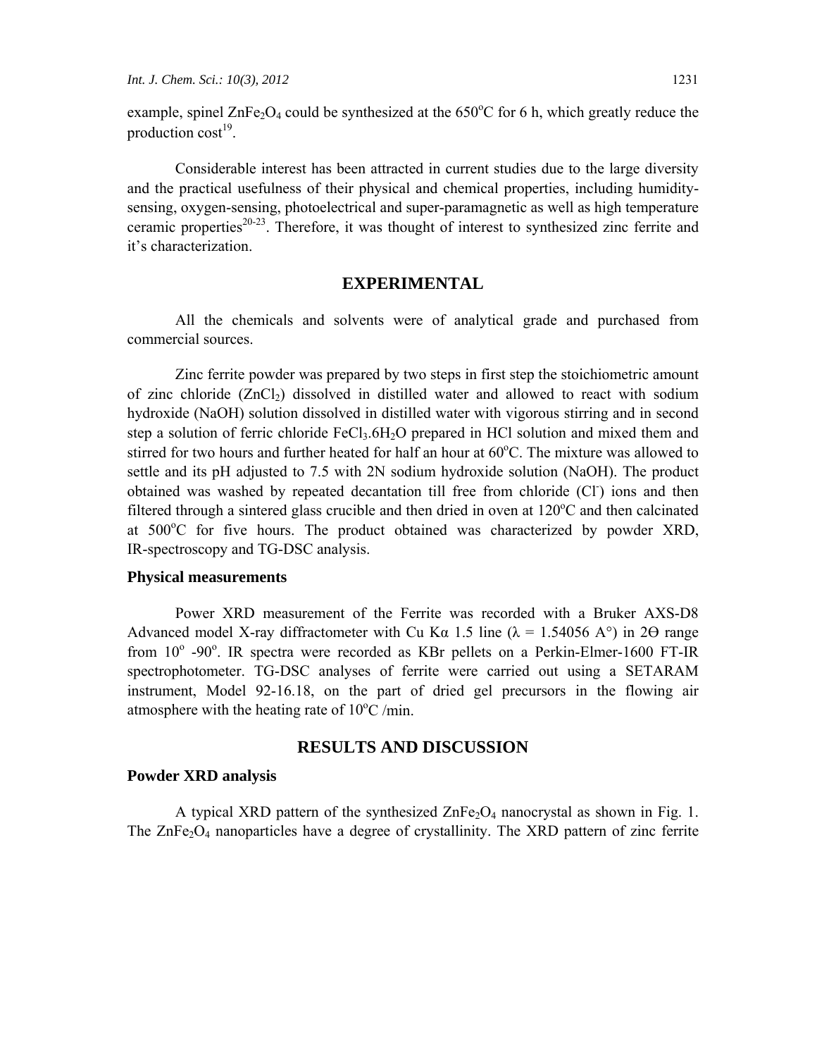example, spinel $ZnFe_2O_4$ could be synthesized at the 650°C for 6 h, which greatly reduce the production cost[19].

Considerable interest has been attracted in current studies due to the large diversity and the practical usefulness of their physical and chemical properties, including humidity-sensing, oxygen-sensing, photoelectrical and super-paramagnetic as well as high temperature ceramic properties[20-23]. Therefore, it was thought of interest to synthesized zinc ferrite and it's characterization.

## EXPERIMENTAL

All the chemicals and solvents were of analytical grade and purchased from commercial sources.

Zinc ferrite powder was prepared by two steps in first step the stoichiometric amount of zinc chloride ($ZnCl_2$) dissolved in distilled water and allowed to react with sodium hydroxide (NaOH) solution dissolved in distilled water with vigorous stirring and in second step a solution of ferric chloride $FeCl_3.6H_2O$ prepared in HCl solution and mixed them and stirred for two hours and further heated for half an hour at 60°C. The mixture was allowed to settle and its pH adjusted to 7.5 with 2N sodium hydroxide solution (NaOH). The product obtained was washed by repeated decantation till free from chloride ($Cl^-$) ions and then filtered through a sintered glass crucible and then dried in oven at 120°C and then calcinated at 500°C for five hours. The product obtained was characterized by powder XRD, IR-spectroscopy and TG-DSC analysis.

### Physical measurements

Power XRD measurement of the Ferrite was recorded with a Bruker AXS-D8 Advanced model X-ray diffractometer with Cu Kα 1.5 line (λ = 1.54056 A°) in 2Ө range from 10° -90°. IR spectra were recorded as KBr pellets on a Perkin-Elmer-1600 FT-IR spectrophotometer. TG-DSC analyses of ferrite were carried out using a SETARAM instrument, Model 92-16.18, on the part of dried gel precursors in the flowing air atmosphere with the heating rate of 10°C /min.

## RESULTS AND DISCUSSION

### Powder XRD analysis

A typical XRD pattern of the synthesized $ZnFe_2O_4$ nanocrystal as shown in Fig. 1. The $ZnFe_2O_4$ nanoparticles have a degree of crystallinity. The XRD pattern of zinc ferrite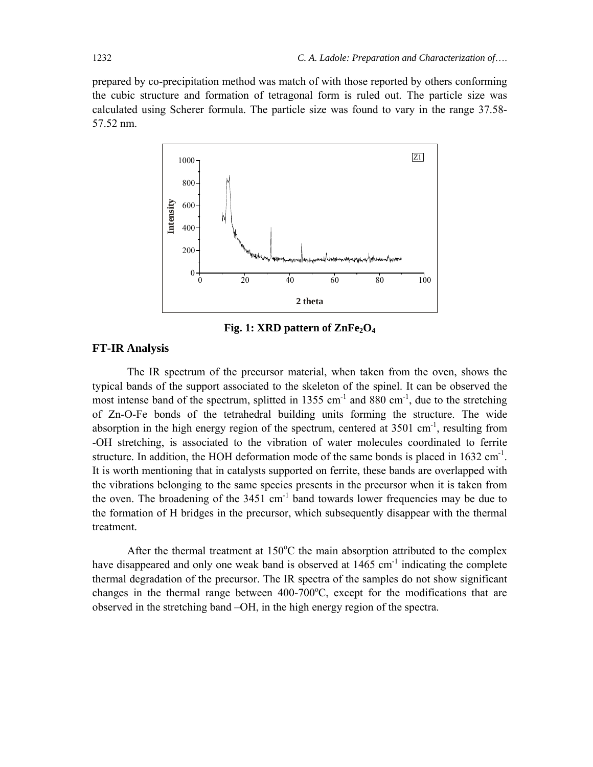prepared by co-precipitation method was match of with those reported by others conforming the cubic structure and formation of tetragonal form is ruled out. The particle size was calculated using Scherer formula. The particle size was found to vary in the range 37.58-57.52 nm.

**Fig. 1: XRD pattern of $ZnFe_2O_4$**

## FT-IR Analysis

The IR spectrum of the precursor material, when taken from the oven, shows the typical bands of the support associated to the skeleton of the spinel. It can be observed the most intense band of the spectrum, splitted in 1355 $cm^{-1}$ and 880 $cm^{-1}$, due to the stretching of Zn-O-Fe bonds of the tetrahedral building units forming the structure. The wide absorption in the high energy region of the spectrum, centered at 3501 $cm^{-1}$, resulting from -OH stretching, is associated to the vibration of water molecules coordinated to ferrite structure. In addition, the HOH deformation mode of the same bonds is placed in 1632 $cm^{-1}$. It is worth mentioning that in catalysts supported on ferrite, these bands are overlapped with the vibrations belonging to the same species presents in the precursor when it is taken from the oven. The broadening of the 3451 $cm^{-1}$ band towards lower frequencies may be due to the formation of H bridges in the precursor, which subsequently disappear with the thermal treatment.

After the thermal treatment at 150$^{o}$C the main absorption attributed to the complex have disappeared and only one weak band is observed at 1465 $cm^{-1}$ indicating the complete thermal degradation of the precursor. The IR spectra of the samples do not show significant changes in the thermal range between 400-700$^{o}$C, except for the modifications that are observed in the stretching band –OH, in the high energy region of the spectra.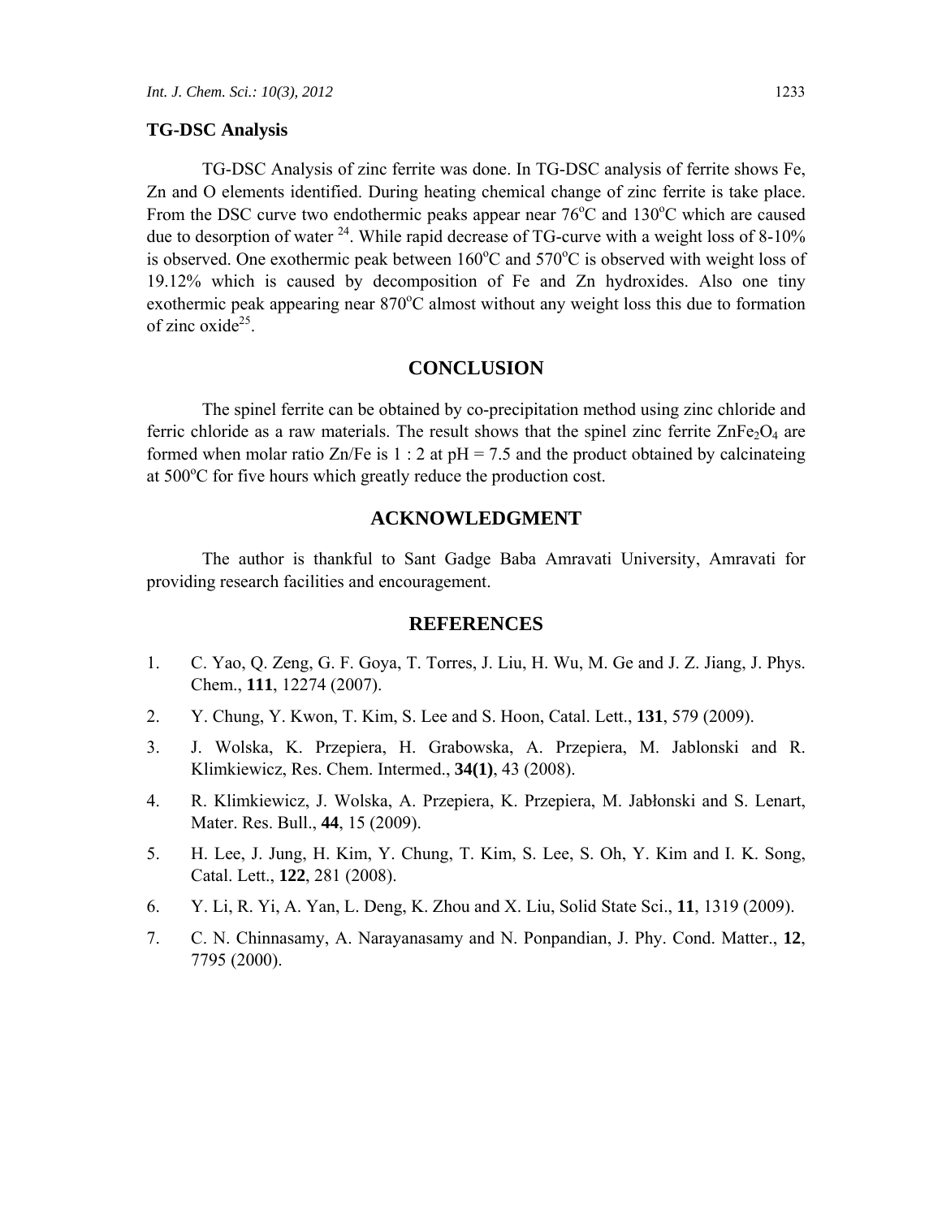### TG-DSC Analysis

TG-DSC Analysis of zinc ferrite was done. In TG-DSC analysis of ferrite shows Fe, Zn and O elements identified. During heating chemical change of zinc ferrite is take place. From the DSC curve two endothermic peaks appear near 76°C and 130°C which are caused due to desorption of water [24]. While rapid decrease of TG-curve with a weight loss of 8-10% is observed. One exothermic peak between 160°C and 570°C is observed with weight loss of 19.12% which is caused by decomposition of Fe and Zn hydroxides. Also one tiny exothermic peak appearing near 870°C almost without any weight loss this due to formation of zinc oxide[25].

## CONCLUSION

The spinel ferrite can be obtained by co-precipitation method using zinc chloride and ferric chloride as a raw materials. The result shows that the spinel zinc ferrite $ZnFe_2O_4$ are formed when molar ratio Zn/Fe is 1 : 2 at pH = 7.5 and the product obtained by calcinateing at 500°C for five hours which greatly reduce the production cost.

## ACKNOWLEDGMENT

The author is thankful to Sant Gadge Baba Amravati University, Amravati for providing research facilities and encouragement.

## REFERENCES

1. C. Yao, Q. Zeng, G. F. Goya, T. Torres, J. Liu, H. Wu, M. Ge and J. Z. Jiang, J. Phys. Chem., **111**, 12274 (2007).
2. Y. Chung, Y. Kwon, T. Kim, S. Lee and S. Hoon, Catal. Lett., **131**, 579 (2009).
3. J. Wolska, K. Przepiera, H. Grabowska, A. Przepiera, M. Jablonski and R. Klimkiewicz, Res. Chem. Intermed., **34(1)**, 43 (2008).
4. R. Klimkiewicz, J. Wolska, A. Przepiera, K. Przepiera, M. Jabłonski and S. Lenart, Mater. Res. Bull., **44**, 15 (2009).
5. H. Lee, J. Jung, H. Kim, Y. Chung, T. Kim, S. Lee, S. Oh, Y. Kim and I. K. Song, Catal. Lett., **122**, 281 (2008).
6. Y. Li, R. Yi, A. Yan, L. Deng, K. Zhou and X. Liu, Solid State Sci., **11**, 1319 (2009).
7. C. N. Chinnasamy, A. Narayanasamy and N. Ponpandian, J. Phy. Cond. Matter., **12**, 7795 (2000).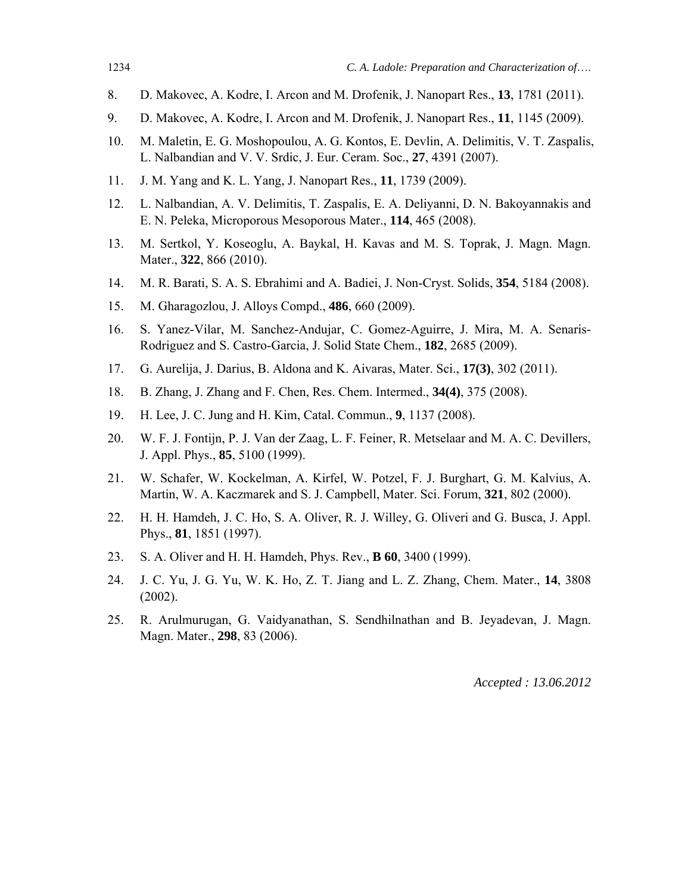8. D. Makovec, A. Kodre, I. Arcon and M. Drofenik, J. Nanopart Res., **13**, 1781 (2011).
9. D. Makovec, A. Kodre, I. Arcon and M. Drofenik, J. Nanopart Res., **11**, 1145 (2009).
10. M. Maletin, E. G. Moshopoulou, A. G. Kontos, E. Devlin, A. Delimitis, V. T. Zaspalis, L. Nalbandian and V. V. Srdic, J. Eur. Ceram. Soc., **27**, 4391 (2007).
11. J. M. Yang and K. L. Yang, J. Nanopart Res., **11**, 1739 (2009).
12. L. Nalbandian, A. V. Delimitis, T. Zaspalis, E. A. Deliyanni, D. N. Bakoyannakis and E. N. Peleka, Microporous Mesoporous Mater., **114**, 465 (2008).
13. M. Sertkol, Y. Koseoglu, A. Baykal, H. Kavas and M. S. Toprak, J. Magn. Magn. Mater., **322**, 866 (2010).
14. M. R. Barati, S. A. S. Ebrahimi and A. Badiei, J. Non-Cryst. Solids, **354**, 5184 (2008).
15. M. Gharagozlou, J. Alloys Compd., **486**, 660 (2009).
16. S. Yanez-Vilar, M. Sanchez-Andujar, C. Gomez-Aguirre, J. Mira, M. A. Senaris-Rodriguez and S. Castro-Garcia, J. Solid State Chem., **182**, 2685 (2009).
17. G. Aurelija, J. Darius, B. Aldona and K. Aivaras, Mater. Sci., **17(3)**, 302 (2011).
18. B. Zhang, J. Zhang and F. Chen, Res. Chem. Intermed., **34(4)**, 375 (2008).
19. H. Lee, J. C. Jung and H. Kim, Catal. Commun., **9**, 1137 (2008).
20. W. F. J. Fontijn, P. J. Van der Zaag, L. F. Feiner, R. Metselaar and M. A. C. Devillers, J. Appl. Phys., **85**, 5100 (1999).
21. W. Schafer, W. Kockelman, A. Kirfel, W. Potzel, F. J. Burghart, G. M. Kalvius, A. Martin, W. A. Kaczmarek and S. J. Campbell, Mater. Sci. Forum, **321**, 802 (2000).
22. H. H. Hamdeh, J. C. Ho, S. A. Oliver, R. J. Willey, G. Oliveri and G. Busca, J. Appl. Phys., **81**, 1851 (1997).
23. S. A. Oliver and H. H. Hamdeh, Phys. Rev., **B 60**, 3400 (1999).
24. J. C. Yu, J. G. Yu, W. K. Ho, Z. T. Jiang and L. Z. Zhang, Chem. Mater., **14**, 3808 (2002).
25. R. Arulmurugan, G. Vaidyanathan, S. Sendhilnathan and B. Jeyadevan, J. Magn. Magn. Mater., **298**, 83 (2006).

*Accepted : 13.06.2012*